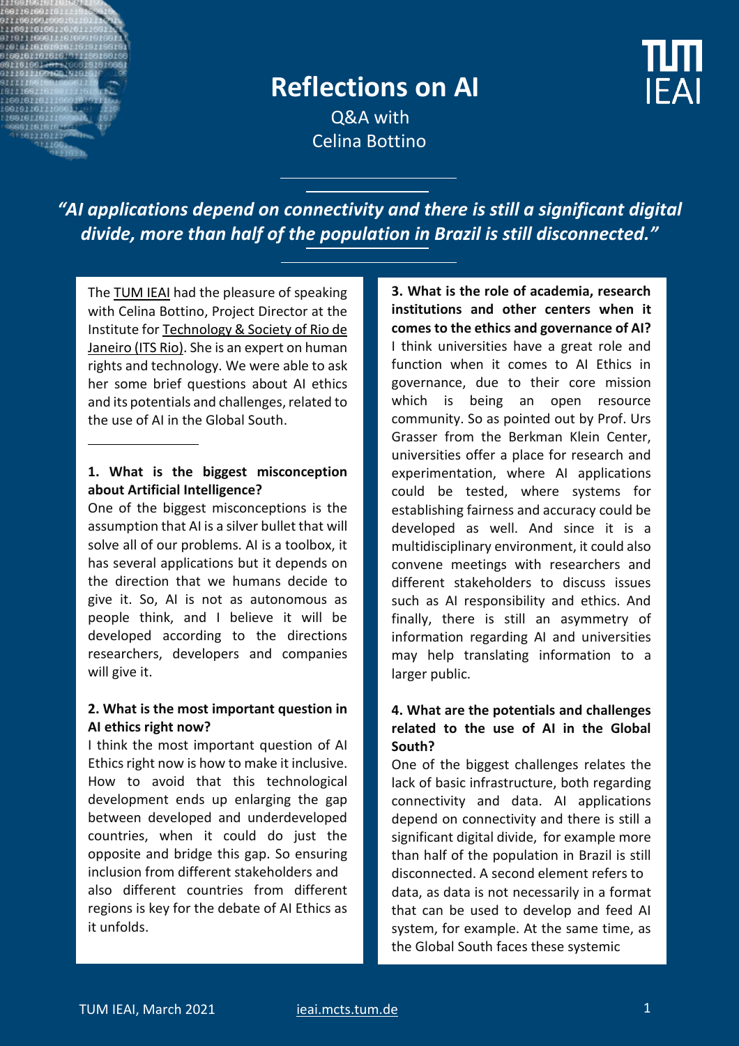# Reflections on AI

Q&A with
Celina Bottino

*"AI applications depend on connectivity and there is still a significant digital divide, more than half of the population in Brazil is still disconnected."*

The TUM IEAI had the pleasure of speaking with Celina Bottino, Project Director at the Institute for Technology & Society of Rio de Janeiro (ITS Rio). She is an expert on human rights and technology. We were able to ask her some brief questions about AI ethics and its potentials and challenges, related to the use of AI in the Global South.

**1. What is the biggest misconception about Artificial Intelligence?**

One of the biggest misconceptions is the assumption that AI is a silver bullet that will solve all of our problems. AI is a toolbox, it has several applications but it depends on the direction that we humans decide to give it. So, AI is not as autonomous as people think, and I believe it will be developed according to the directions researchers, developers and companies will give it.

**2. What is the most important question in AI ethics right now?**

I think the most important question of AI Ethics right now is how to make it inclusive. How to avoid that this technological development ends up enlarging the gap between developed and underdeveloped countries, when it could do just the opposite and bridge this gap. So ensuring inclusion from different stakeholders and also different countries from different regions is key for the debate of AI Ethics as it unfolds.

**3. What is the role of academia, research institutions and other centers when it comes to the ethics and governance of AI?**

I think universities have a great role and function when it comes to AI Ethics in governance, due to their core mission which is being an open resource community. So as pointed out by Prof. Urs Grasser from the Berkman Klein Center, universities offer a place for research and experimentation, where AI applications could be tested, where systems for establishing fairness and accuracy could be developed as well. And since it is a multidisciplinary environment, it could also convene meetings with researchers and different stakeholders to discuss issues such as AI responsibility and ethics. And finally, there is still an asymmetry of information regarding AI and universities may help translating information to a larger public.

**4. What are the potentials and challenges related to the use of AI in the Global South?**

One of the biggest challenges relates the lack of basic infrastructure, both regarding connectivity and data. AI applications depend on connectivity and there is still a significant digital divide, for example more than half of the population in Brazil is still disconnected. A second element refers to data, as data is not necessarily in a format that can be used to develop and feed AI system, for example. At the same time, as the Global South faces these systemic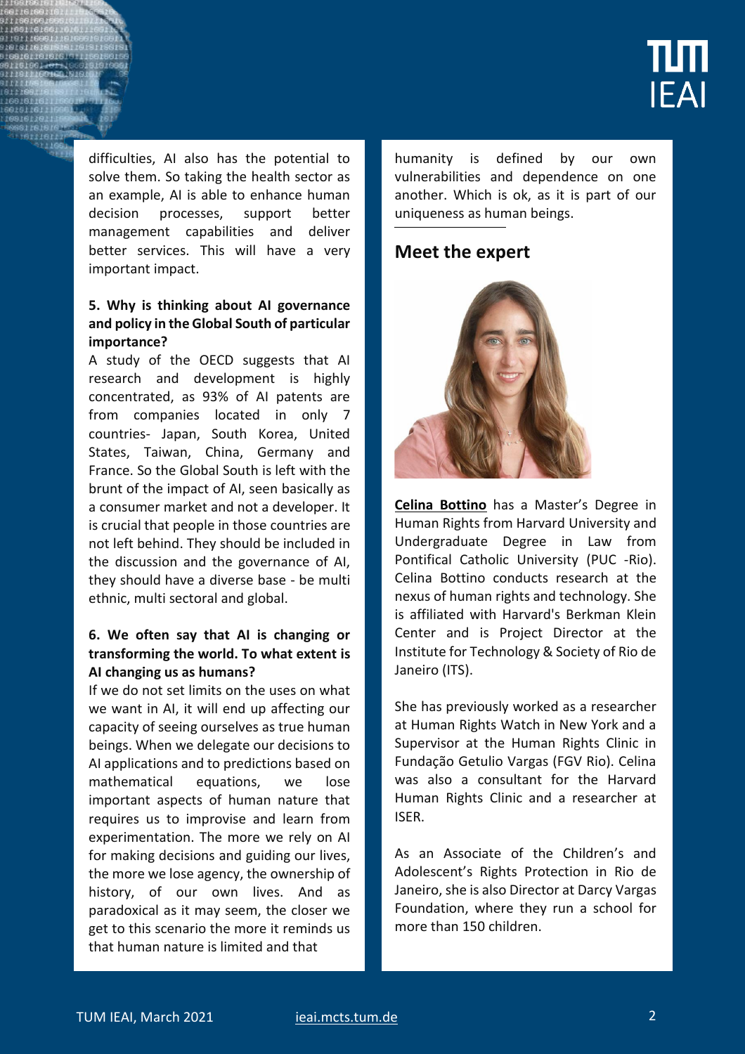difficulties, AI also has the potential to solve them. So taking the health sector as an example, AI is able to enhance human decision processes, support better management capabilities and deliver better services. This will have a very important impact.

**5. Why is thinking about AI governance and policy in the Global South of particular importance?**

A study of the OECD suggests that AI research and development is highly concentrated, as 93% of AI patents are from companies located in only 7 countries- Japan, South Korea, United States, Taiwan, China, Germany and France. So the Global South is left with the brunt of the impact of AI, seen basically as a consumer market and not a developer. It is crucial that people in those countries are not left behind. They should be included in the discussion and the governance of AI, they should have a diverse base - be multi ethnic, multi sectoral and global.

**6. We often say that AI is changing or transforming the world. To what extent is AI changing us as humans?**

If we do not set limits on the uses on what we want in AI, it will end up affecting our capacity of seeing ourselves as true human beings. When we delegate our decisions to AI applications and to predictions based on mathematical equations, we lose important aspects of human nature that requires us to improvise and learn from experimentation. The more we rely on AI for making decisions and guiding our lives, the more we lose agency, the ownership of history, of our own lives. And as paradoxical as it may seem, the closer we get to this scenario the more it reminds us that human nature is limited and that humanity is defined by our own vulnerabilities and dependence on one another. Which is ok, as it is part of our uniqueness as human beings.

## Meet the expert

**Celina Bottino** has a Master's Degree in Human Rights from Harvard University and Undergraduate Degree in Law from Pontifical Catholic University (PUC -Rio). Celina Bottino conducts research at the nexus of human rights and technology. She is affiliated with Harvard's Berkman Klein Center and is Project Director at the Institute for Technology & Society of Rio de Janeiro (ITS).

She has previously worked as a researcher at Human Rights Watch in New York and a Supervisor at the Human Rights Clinic in Fundação Getulio Vargas (FGV Rio). Celina was also a consultant for the Harvard Human Rights Clinic and a researcher at ISER.

As an Associate of the Children's and Adolescent's Rights Protection in Rio de Janeiro, she is also Director at Darcy Vargas Foundation, where they run a school for more than 150 children.